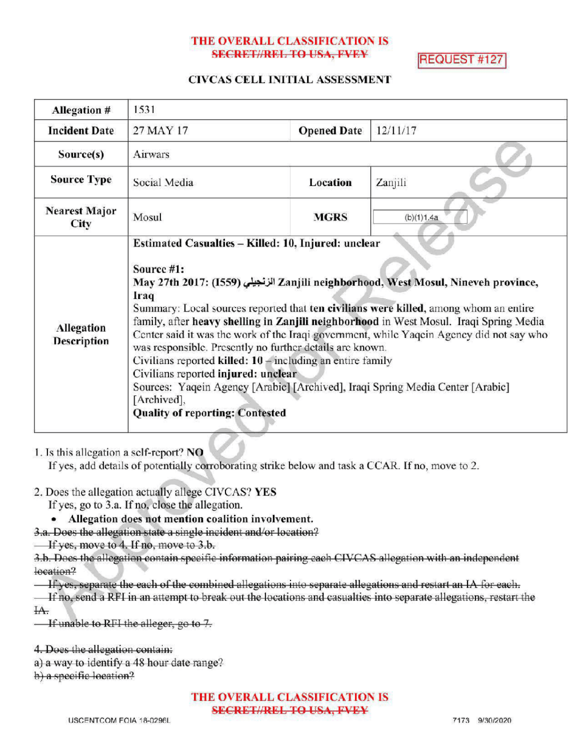**THE OVERALL CLASSIFICATION IS**
~~SECRET//REL TO USA, FVEY~~

REQUEST #127

**CIVCAS CELL INITIAL ASSESSMENT**

| **Allegation #** | 1531 | | |
|---|---|---|---|
| **Incident Date** | 27 MAY 17 | **Opened Date** | 12/11/17 |
| **Source(s)** | Airwars | | |
| **Source Type** | Social Media | **Location** | Zanjili |
| **Nearest Major City** | Mosul | **MGRS** | (b)(1)1.4a |
| **Allegation Description** | **Estimated Casualties – Killed: 10, Injured: unclear**<br><br>**Source #1:**<br>**May 27th 2017: (I559) الزنجيلي Zanjili neighborhood, West Mosul, Nineveh province, Iraq**<br>Summary: Local sources reported that **ten civilians were killed**, among whom an entire family, after **heavy shelling in Zanjili neighborhood** in West Mosul. Iraqi Spring Media Center said it was the work of the Iraqi government, while Yaqein Agency did not say who was responsible. Presently no further details are known.<br>Civilians reported **killed: 10** – including an entire family<br>Civilians reported **injured: unclear**<br>Sources: Yaqein Agency [Arabic] [Archived], Iraqi Spring Media Center [Arabic] [Archived],<br>**Quality of reporting: Contested** | | |

1. Is this allegation a self-report? **NO**
   If yes, add details of potentially corroborating strike below and task a CCAR. If no, move to 2.

2. Does the allegation actually allege CIVCAS? **YES**
   If yes, go to 3.a. If no, close the allegation.
   - **Allegation does not mention coalition involvement.**

~~3.a. Does the allegation state a single incident and/or location?~~
~~If yes, move to 4. If no, move to 3.b.~~
~~3.b. Does the allegation contain specific information pairing each CIVCAS allegation with an independent location?~~
~~If yes, separate the each of the combined allegations into separate allegations and restart an IA for each.~~
~~If no, send a RFI in an attempt to break out the locations and casualties into separate allegations, restart the IA.~~
~~If unable to RFI the alleger, go to 7.~~

~~4. Does the allegation contain:~~
~~a) a way to identify a 48 hour date range?~~
~~b) a specific location?~~

**THE OVERALL CLASSIFICATION IS**
~~SECRET//REL TO USA, FVEY~~

USCENTCOM FOIA 18-0296L 7173 9/30/2020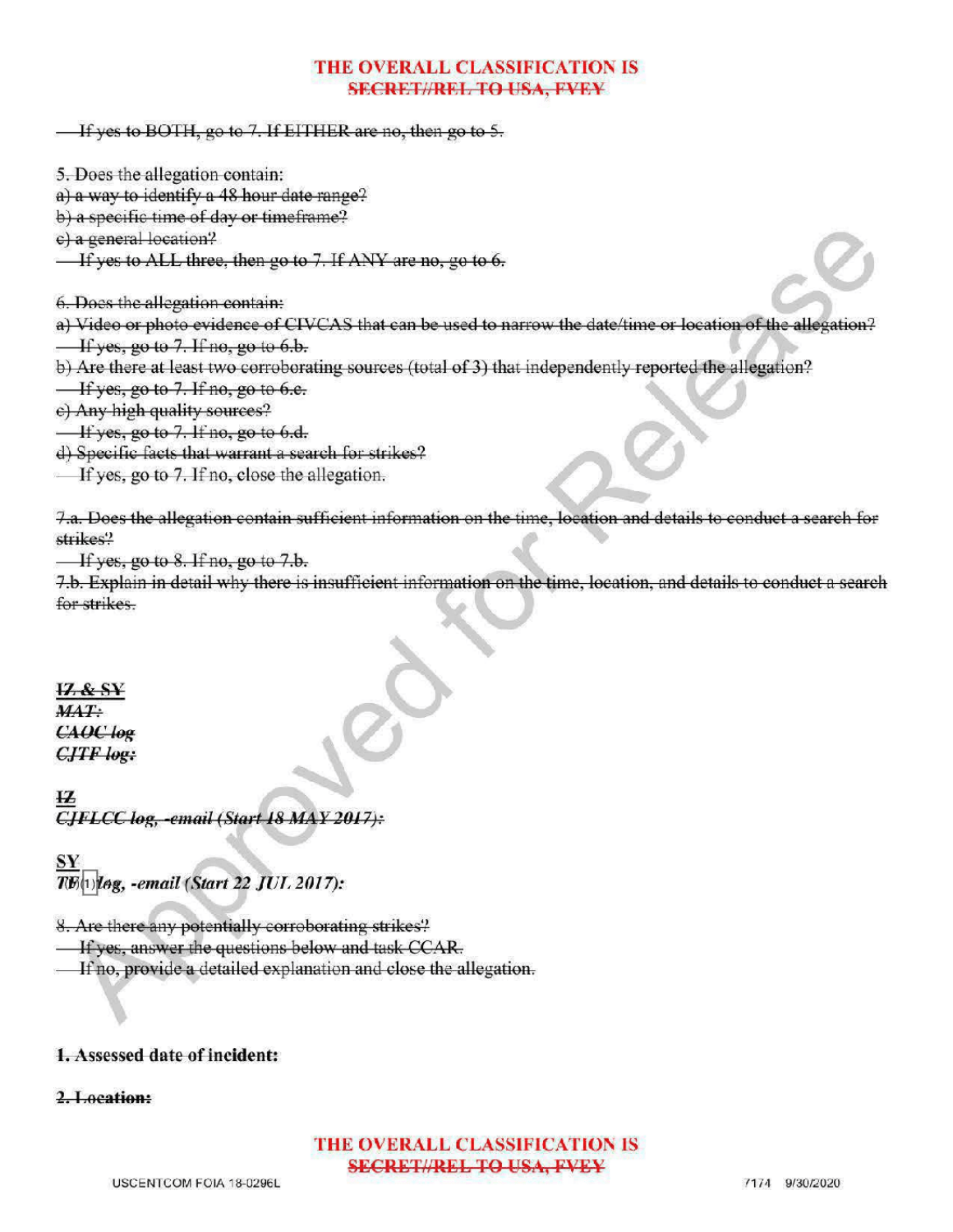THE OVERALL CLASSIFICATION IS
~~SECRET//REL TO USA, FVEY~~

~~If yes to BOTH, go to 7. If EITHER are no, then go to 5.~~

~~5. Does the allegation contain:~~
~~a) a way to identify a 48 hour date range?~~
~~b) a specific time of day or timeframe?~~
~~c) a general location?~~
~~If yes to ALL three, then go to 7. If ANY are no, go to 6.~~

~~6. Does the allegation contain:~~
~~a) Video or photo evidence of CIVCAS that can be used to narrow the date/time or location of the allegation?~~
~~If yes, go to 7. If no, go to 6.b.~~
~~b) Are there at least two corroborating sources (total of 3) that independently reported the allegation?~~
~~If yes, go to 7. If no, go to 6.c.~~
~~c) Any high quality sources?~~
~~If yes, go to 7. If no, go to 6.d.~~
~~d) Specific facts that warrant a search for strikes?~~
~~If yes, go to 7. If no, close the allegation.~~

~~7.a. Does the allegation contain sufficient information on the time, location and details to conduct a search for strikes?~~
~~If yes, go to 8. If no, go to 7.b.~~
~~7.b. Explain in detail why there is insufficient information on the time, location, and details to conduct a search for strikes.~~

**~~IZ & SY~~**
***~~MAT:~~***
***~~CAOC log~~***
***~~CJTF log:~~***

**~~IZ~~**
***~~CJFLCC log, -email (Start 18 MAY 2017):~~***

**~~SY~~**
***~~TF~~ (b)(1) ~~log~~, -email (Start 22 JUL 2017):***

~~8. Are there any potentially corroborating strikes?~~
~~If yes, answer the questions below and task CCAR.~~
~~If no, provide a detailed explanation and close the allegation.~~

**~~1. Assessed date of incident:~~**

**~~2. Location:~~**

THE OVERALL CLASSIFICATION IS
~~SECRET//REL TO USA, FVEY~~

USCENTCOM FOIA 18-0296L 7174 9/30/2020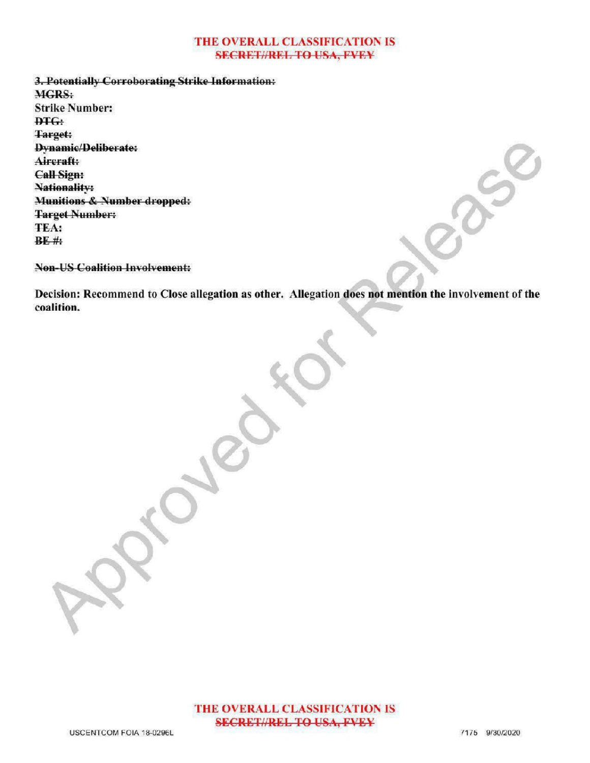THE OVERALL CLASSIFICATION IS
~~SECRET//REL TO USA, FVEY~~

~~**3. Potentially Corroborating Strike Information:**~~
~~**MGRS:**~~
**Strike Number:**
~~**DTG:**~~
~~**Target:**~~
~~**Dynamic/Deliberate:**~~
~~**Aircraft:**~~
~~**Call Sign:**~~
~~**Nationality:**~~
~~**Munitions & Number dropped:**~~
~~**Target Number:**~~
**TEA:**
~~**BE #:**~~

~~**Non-US Coalition Involvement:**~~

**Decision: Recommend to Close allegation as other. Allegation does not mention the involvement of the coalition.**

THE OVERALL CLASSIFICATION IS
~~SECRET//REL TO USA, FVEY~~

USCENTCOM FOIA 18-0296L

7175 9/30/2020